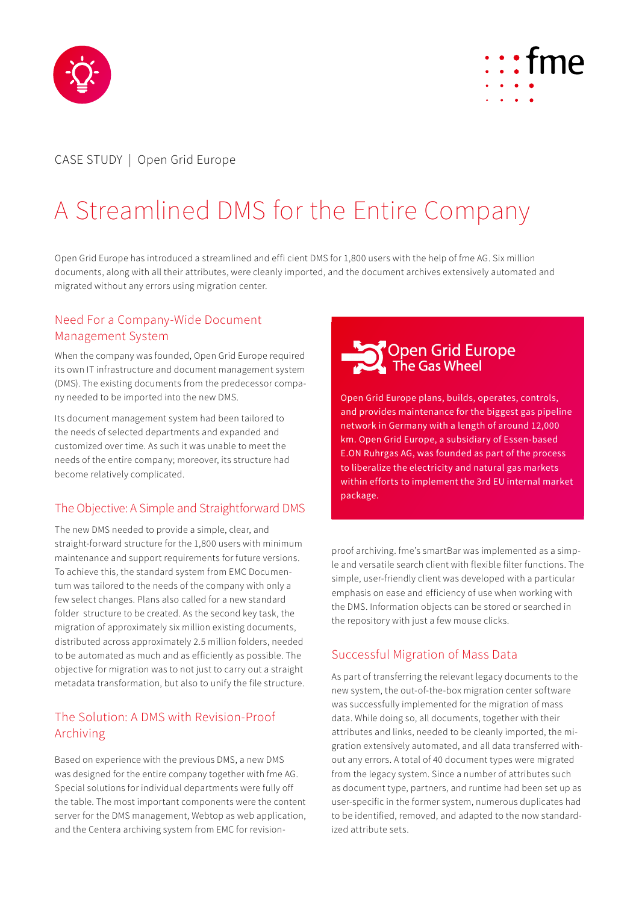CASE STUDY | Open Grid Europe

# A Streamlined DMS for the Entire Company

Open Grid Europe has introduced a streamlined and effi cient DMS for 1,800 users with the help of fme AG. Six million documents, along with all their attributes, were cleanly imported, and the document archives extensively automated and migrated without any errors using migration center.

## Need For a Company-Wide Document Management System

When the company was founded, Open Grid Europe required its own IT infrastructure and document management system (DMS). The existing documents from the predecessor company needed to be imported into the new DMS.

Its document management system had been tailored to the needs of selected departments and expanded and customized over time. As such it was unable to meet the needs of the entire company; moreover, its structure had become relatively complicated.

## The Objective: A Simple and Straightforward DMS

The new DMS needed to provide a simple, clear, and straight-forward structure for the 1,800 users with minimum maintenance and support requirements for future versions. To achieve this, the standard system from EMC Documentum was tailored to the needs of the company with only a few select changes. Plans also called for a new standard folder structure to be created. As the second key task, the migration of approximately six million existing documents, distributed across approximately 2.5 million folders, needed to be automated as much and as efficiently as possible. The objective for migration was to not just to carry out a straight metadata transformation, but also to unify the file structure.

## The Solution: A DMS with Revision-Proof Archiving

Based on experience with the previous DMS, a new DMS was designed for the entire company together with fme AG. Special solutions for individual departments were fully off the table. The most important components were the content server for the DMS management, Webtop as web application, and the Centera archiving system from EMC for revision-proof archiving. fme's smartBar was implemented as a simple and versatile search client with flexible filter functions. The simple, user-friendly client was developed with a particular emphasis on ease and efficiency of use when working with the DMS. Information objects can be stored or searched in the repository with just a few mouse clicks.

**Open Grid Europe**
**The Gas Wheel**

Open Grid Europe plans, builds, operates, controls, and provides maintenance for the biggest gas pipeline network in Germany with a length of around 12,000 km. Open Grid Europe, a subsidiary of Essen-based E.ON Ruhrgas AG, was founded as part of the process to liberalize the electricity and natural gas markets within efforts to implement the 3rd EU internal market package.

## Successful Migration of Mass Data

As part of transferring the relevant legacy documents to the new system, the out-of-the-box migration center software was successfully implemented for the migration of mass data. While doing so, all documents, together with their attributes and links, needed to be cleanly imported, the migration extensively automated, and all data transferred without any errors. A total of 40 document types were migrated from the legacy system. Since a number of attributes such as document type, partners, and runtime had been set up as user-specific in the former system, numerous duplicates had to be identified, removed, and adapted to the now standardized attribute sets.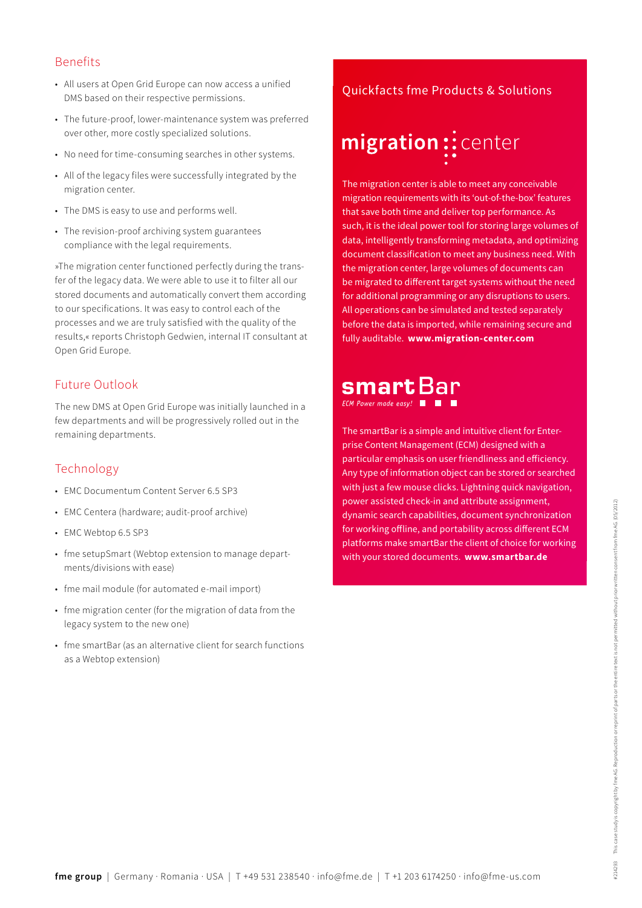## Benefits

- All users at Open Grid Europe can now access a unified DMS based on their respective permissions.
- The future-proof, lower-maintenance system was preferred over other, more costly specialized solutions.
- No need for time-consuming searches in other systems.
- All of the legacy files were successfully integrated by the migration center.
- The DMS is easy to use and performs well.
- The revision-proof archiving system guarantees compliance with the legal requirements.

»The migration center functioned perfectly during the transfer of the legacy data. We were able to use it to filter all our stored documents and automatically convert them according to our specifications. It was easy to control each of the processes and we are truly satisfied with the quality of the results,« reports Christoph Gedwien, internal IT consultant at Open Grid Europe.

## Future Outlook

The new DMS at Open Grid Europe was initially launched in a few departments and will be progressively rolled out in the remaining departments.

## Technology

- EMC Documentum Content Server 6.5 SP3
- EMC Centera (hardware; audit-proof archive)
- EMC Webtop 6.5 SP3
- fme setupSmart (Webtop extension to manage departments/divisions with ease)
- fme mail module (for automated e-mail import)
- fme migration center (for the migration of data from the legacy system to the new one)
- fme smartBar (as an alternative client for search functions as a Webtop extension)

## Quickfacts fme Products & Solutions

### migration center

The migration center is able to meet any conceivable migration requirements with its 'out-of-the-box' features that save both time and deliver top performance. As such, it is the ideal power tool for storing large volumes of data, intelligently transforming metadata, and optimizing document classification to meet any business need. With the migration center, large volumes of documents can be migrated to different target systems without the need for additional programming or any disruptions to users. All operations can be simulated and tested separately before the data is imported, while remaining secure and fully auditable. **www.migration-center.com**

### smartBar

*ECM Power made easy!*

The smartBar is a simple and intuitive client for Enterprise Content Management (ECM) designed with a particular emphasis on user friendliness and efficiency. Any type of information object can be stored or searched with just a few mouse clicks. Lightning quick navigation, power assisted check-in and attribute assignment, dynamic search capabilities, document synchronization for working offline, and portability across different ECM platforms make smartBar the client of choice for working with your stored documents. **www.smartbar.de**

**fme group** | Germany · Romania · USA | T +49 531 238540 · info@fme.de | T +1 203 6174250 · info@fme-us.com

#224293 This case study is copyright by fme AG. Reproduction or reprint of parts or the entire text is not permitted without prior written consent from fme AG (05/2012)